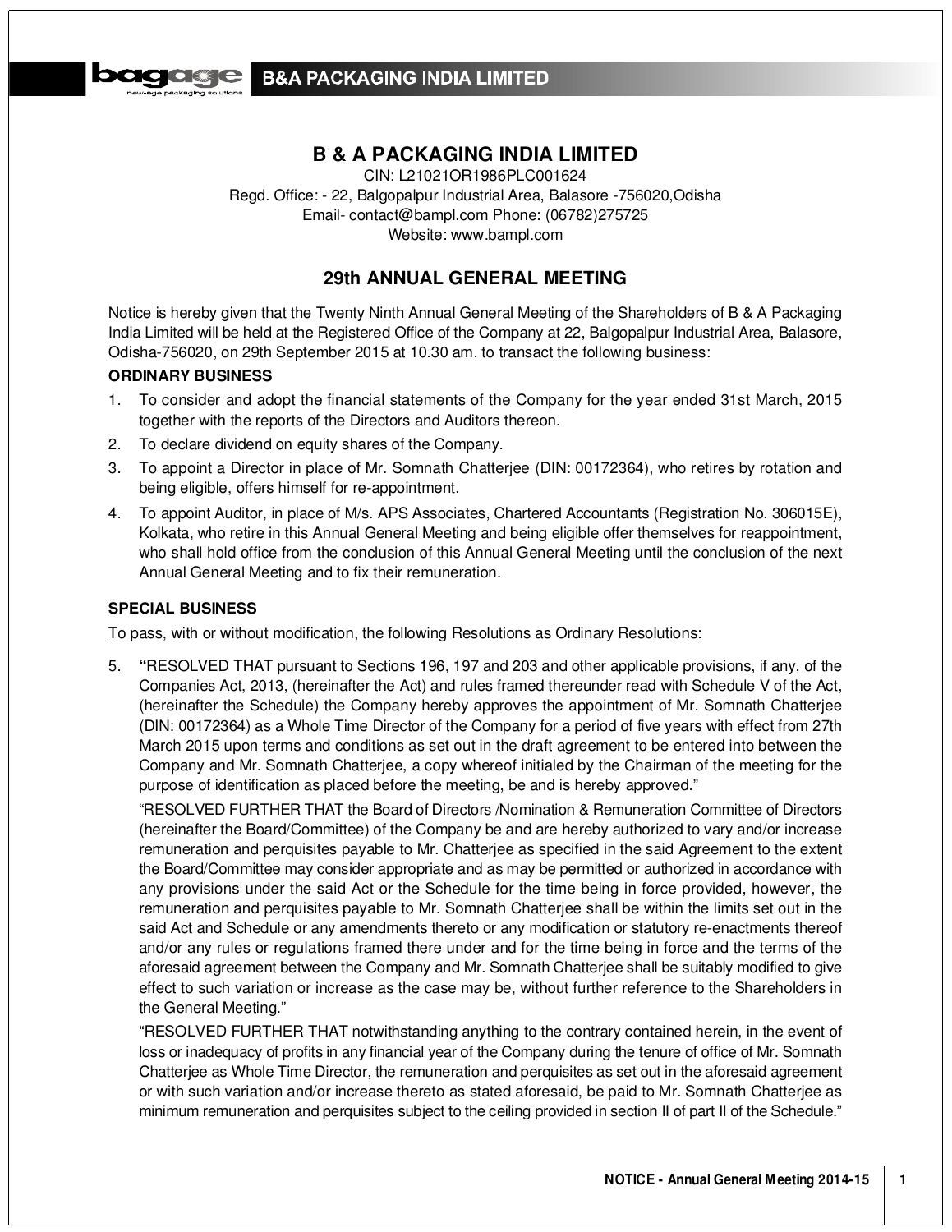# B & A PACKAGING INDIA LIMITED

CIN: L21021OR1986PLC001624
Regd. Office: - 22, Balgopalpur Industrial Area, Balasore -756020,Odisha
Email- contact@bampl.com Phone: (06782)275725
Website: www.bampl.com

## 29th ANNUAL GENERAL MEETING

Notice is hereby given that the Twenty Ninth Annual General Meeting of the Shareholders of B & A Packaging India Limited will be held at the Registered Office of the Company at 22, Balgopalpur Industrial Area, Balasore, Odisha-756020, on 29th September 2015 at 10.30 am. to transact the following business:

**ORDINARY BUSINESS**

1. To consider and adopt the financial statements of the Company for the year ended 31st March, 2015 together with the reports of the Directors and Auditors thereon.
2. To declare dividend on equity shares of the Company.
3. To appoint a Director in place of Mr. Somnath Chatterjee (DIN: 00172364), who retires by rotation and being eligible, offers himself for re-appointment.
4. To appoint Auditor, in place of M/s. APS Associates, Chartered Accountants (Registration No. 306015E), Kolkata, who retire in this Annual General Meeting and being eligible offer themselves for reappointment, who shall hold office from the conclusion of this Annual General Meeting until the conclusion of the next Annual General Meeting and to fix their remuneration.

**SPECIAL BUSINESS**

To pass, with or without modification, the following Resolutions as Ordinary Resolutions:

5. "RESOLVED THAT pursuant to Sections 196, 197 and 203 and other applicable provisions, if any, of the Companies Act, 2013, (hereinafter the Act) and rules framed thereunder read with Schedule V of the Act, (hereinafter the Schedule) the Company hereby approves the appointment of Mr. Somnath Chatterjee (DIN: 00172364) as a Whole Time Director of the Company for a period of five years with effect from 27th March 2015 upon terms and conditions as set out in the draft agreement to be entered into between the Company and Mr. Somnath Chatterjee, a copy whereof initialed by the Chairman of the meeting for the purpose of identification as placed before the meeting, be and is hereby approved."

   "RESOLVED FURTHER THAT the Board of Directors /Nomination & Remuneration Committee of Directors (hereinafter the Board/Committee) of the Company be and are hereby authorized to vary and/or increase remuneration and perquisites payable to Mr. Chatterjee as specified in the said Agreement to the extent the Board/Committee may consider appropriate and as may be permitted or authorized in accordance with any provisions under the said Act or the Schedule for the time being in force provided, however, the remuneration and perquisites payable to Mr. Somnath Chatterjee shall be within the limits set out in the said Act and Schedule or any amendments thereto or any modification or statutory re-enactments thereof and/or any rules or regulations framed there under and for the time being in force and the terms of the aforesaid agreement between the Company and Mr. Somnath Chatterjee shall be suitably modified to give effect to such variation or increase as the case may be, without further reference to the Shareholders in the General Meeting."

   "RESOLVED FURTHER THAT notwithstanding anything to the contrary contained herein, in the event of loss or inadequacy of profits in any financial year of the Company during the tenure of office of Mr. Somnath Chatterjee as Whole Time Director, the remuneration and perquisites as set out in the aforesaid agreement or with such variation and/or increase thereto as stated aforesaid, be paid to Mr. Somnath Chatterjee as minimum remuneration and perquisites subject to the ceiling provided in section II of part II of the Schedule."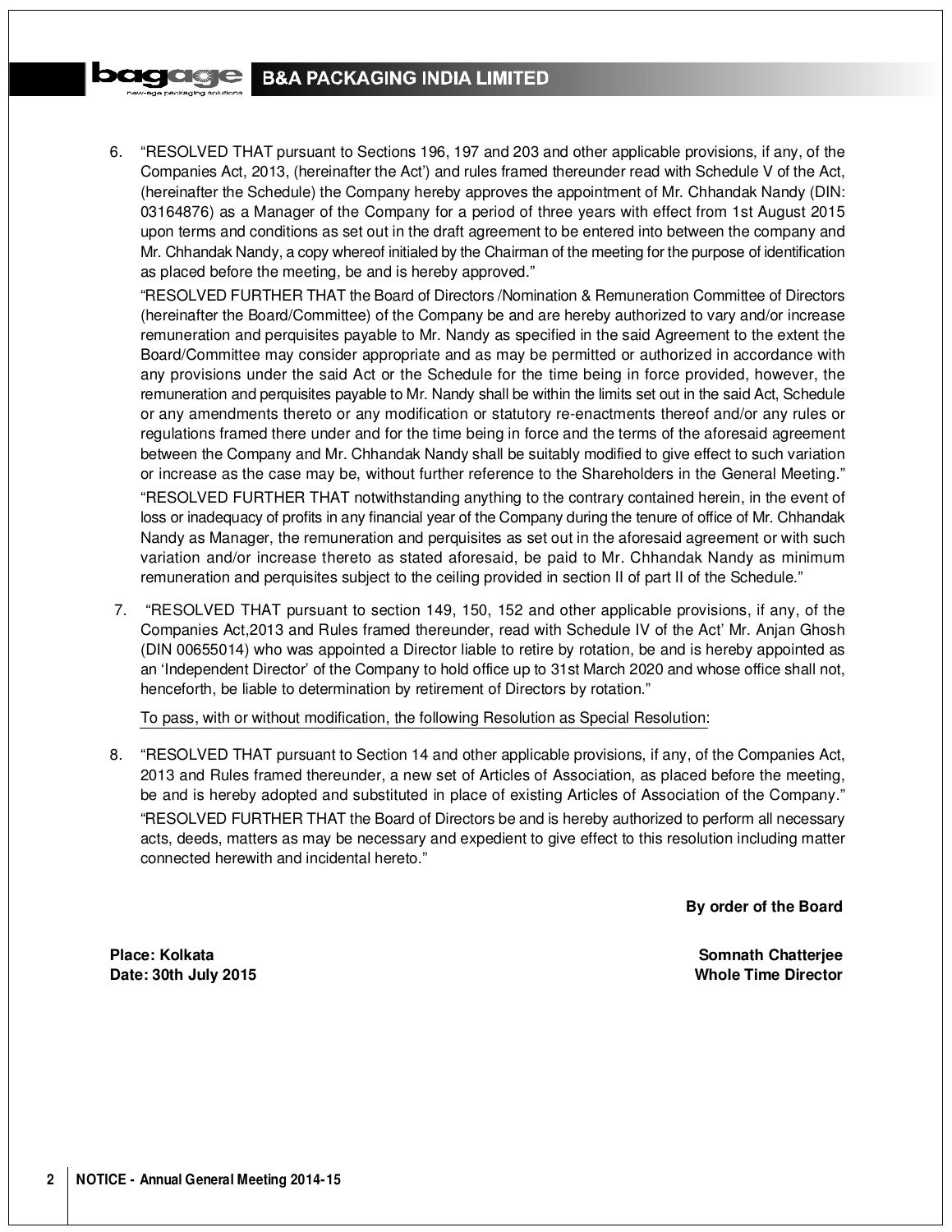6. "RESOLVED THAT pursuant to Sections 196, 197 and 203 and other applicable provisions, if any, of the Companies Act, 2013, (hereinafter the Act') and rules framed thereunder read with Schedule V of the Act, (hereinafter the Schedule) the Company hereby approves the appointment of Mr. Chhandak Nandy (DIN: 03164876) as a Manager of the Company for a period of three years with effect from 1st August 2015 upon terms and conditions as set out in the draft agreement to be entered into between the company and Mr. Chhandak Nandy, a copy whereof initialed by the Chairman of the meeting for the purpose of identification as placed before the meeting, be and is hereby approved."

   "RESOLVED FURTHER THAT the Board of Directors /Nomination & Remuneration Committee of Directors (hereinafter the Board/Committee) of the Company be and are hereby authorized to vary and/or increase remuneration and perquisites payable to Mr. Nandy as specified in the said Agreement to the extent the Board/Committee may consider appropriate and as may be permitted or authorized in accordance with any provisions under the said Act or the Schedule for the time being in force provided, however, the remuneration and perquisites payable to Mr. Nandy shall be within the limits set out in the said Act, Schedule or any amendments thereto or any modification or statutory re-enactments thereof and/or any rules or regulations framed there under and for the time being in force and the terms of the aforesaid agreement between the Company and Mr. Chhandak Nandy shall be suitably modified to give effect to such variation or increase as the case may be, without further reference to the Shareholders in the General Meeting."

   "RESOLVED FURTHER THAT notwithstanding anything to the contrary contained herein, in the event of loss or inadequacy of profits in any financial year of the Company during the tenure of office of Mr. Chhandak Nandy as Manager, the remuneration and perquisites as set out in the aforesaid agreement or with such variation and/or increase thereto as stated aforesaid, be paid to Mr. Chhandak Nandy as minimum remuneration and perquisites subject to the ceiling provided in section II of part II of the Schedule."

7. "RESOLVED THAT pursuant to section 149, 150, 152 and other applicable provisions, if any, of the Companies Act,2013 and Rules framed thereunder, read with Schedule IV of the Act' Mr. Anjan Ghosh (DIN 00655014) who was appointed a Director liable to retire by rotation, be and is hereby appointed as an 'Independent Director' of the Company to hold office up to 31st March 2020 and whose office shall not, henceforth, be liable to determination by retirement of Directors by rotation."

   To pass, with or without modification, the following Resolution as Special Resolution:

8. "RESOLVED THAT pursuant to Section 14 and other applicable provisions, if any, of the Companies Act, 2013 and Rules framed thereunder, a new set of Articles of Association, as placed before the meeting, be and is hereby adopted and substituted in place of existing Articles of Association of the Company."

   "RESOLVED FURTHER THAT the Board of Directors be and is hereby authorized to perform all necessary acts, deeds, matters as may be necessary and expedient to give effect to this resolution including matter connected herewith and incidental hereto."

**By order of the Board**

**Place: Kolkata**
**Date: 30th July 2015**

**Somnath Chatterjee**
**Whole Time Director**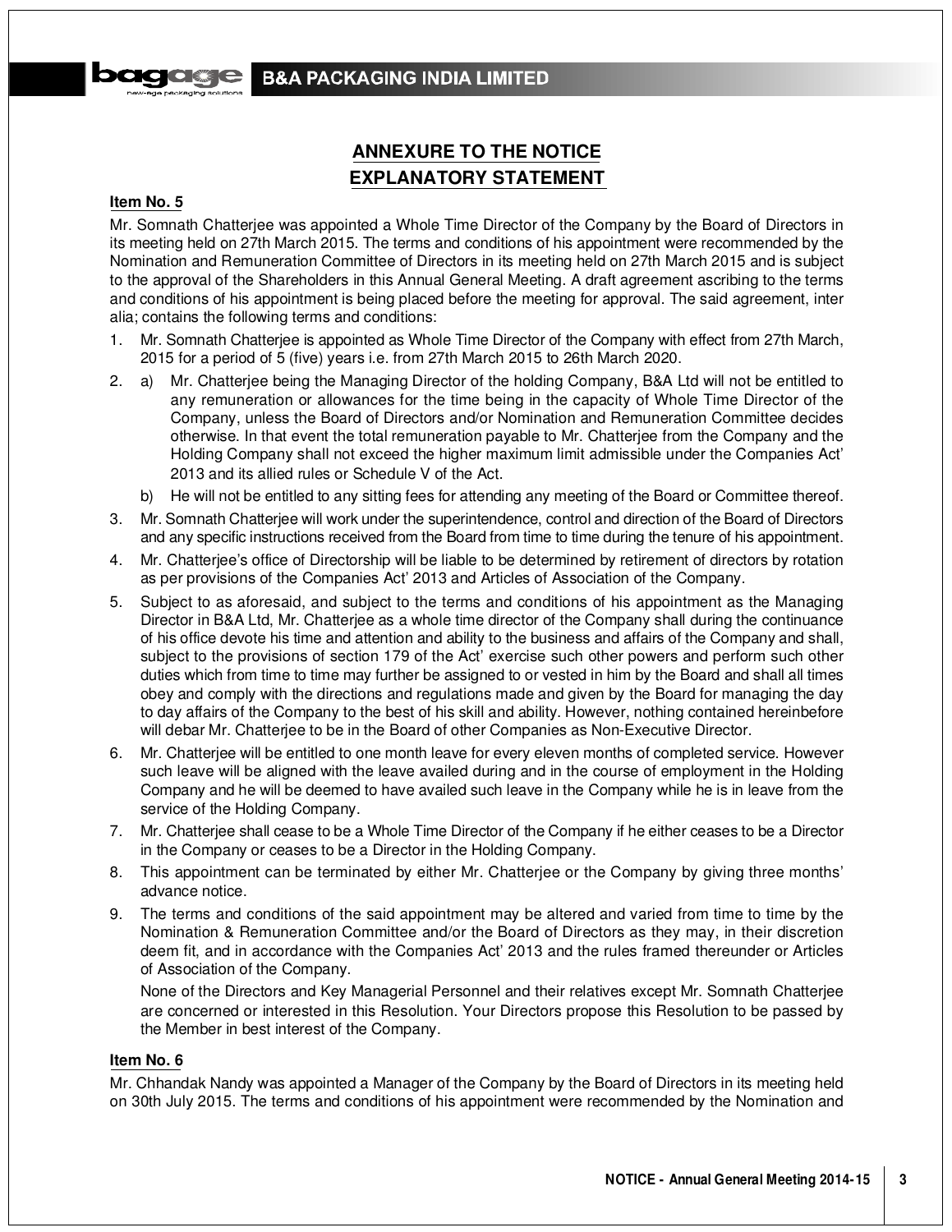## ANNEXURE TO THE NOTICE

## EXPLANATORY STATEMENT

**Item No. 5**

Mr. Somnath Chatterjee was appointed a Whole Time Director of the Company by the Board of Directors in its meeting held on 27th March 2015. The terms and conditions of his appointment were recommended by the Nomination and Remuneration Committee of Directors in its meeting held on 27th March 2015 and is subject to the approval of the Shareholders in this Annual General Meeting. A draft agreement ascribing to the terms and conditions of his appointment is being placed before the meeting for approval. The said agreement, inter alia; contains the following terms and conditions:

1. Mr. Somnath Chatterjee is appointed as Whole Time Director of the Company with effect from 27th March, 2015 for a period of 5 (five) years i.e. from 27th March 2015 to 26th March 2020.
2. a) Mr. Chatterjee being the Managing Director of the holding Company, B&A Ltd will not be entitled to any remuneration or allowances for the time being in the capacity of Whole Time Director of the Company, unless the Board of Directors and/or Nomination and Remuneration Committee decides otherwise. In that event the total remuneration payable to Mr. Chatterjee from the Company and the Holding Company shall not exceed the higher maximum limit admissible under the Companies Act' 2013 and its allied rules or Schedule V of the Act.

   b) He will not be entitled to any sitting fees for attending any meeting of the Board or Committee thereof.
3. Mr. Somnath Chatterjee will work under the superintendence, control and direction of the Board of Directors and any specific instructions received from the Board from time to time during the tenure of his appointment.
4. Mr. Chatterjee's office of Directorship will be liable to be determined by retirement of directors by rotation as per provisions of the Companies Act' 2013 and Articles of Association of the Company.
5. Subject to as aforesaid, and subject to the terms and conditions of his appointment as the Managing Director in B&A Ltd, Mr. Chatterjee as a whole time director of the Company shall during the continuance of his office devote his time and attention and ability to the business and affairs of the Company and shall, subject to the provisions of section 179 of the Act' exercise such other powers and perform such other duties which from time to time may further be assigned to or vested in him by the Board and shall all times obey and comply with the directions and regulations made and given by the Board for managing the day to day affairs of the Company to the best of his skill and ability. However, nothing contained hereinbefore will debar Mr. Chatterjee to be in the Board of other Companies as Non-Executive Director.
6. Mr. Chatterjee will be entitled to one month leave for every eleven months of completed service. However such leave will be aligned with the leave availed during and in the course of employment in the Holding Company and he will be deemed to have availed such leave in the Company while he is in leave from the service of the Holding Company.
7. Mr. Chatterjee shall cease to be a Whole Time Director of the Company if he either ceases to be a Director in the Company or ceases to be a Director in the Holding Company.
8. This appointment can be terminated by either Mr. Chatterjee or the Company by giving three months' advance notice.
9. The terms and conditions of the said appointment may be altered and varied from time to time by the Nomination & Remuneration Committee and/or the Board of Directors as they may, in their discretion deem fit, and in accordance with the Companies Act' 2013 and the rules framed thereunder or Articles of Association of the Company.

   None of the Directors and Key Managerial Personnel and their relatives except Mr. Somnath Chatterjee are concerned or interested in this Resolution. Your Directors propose this Resolution to be passed by the Member in best interest of the Company.

**Item No. 6**

Mr. Chhandak Nandy was appointed a Manager of the Company by the Board of Directors in its meeting held on 30th July 2015. The terms and conditions of his appointment were recommended by the Nomination and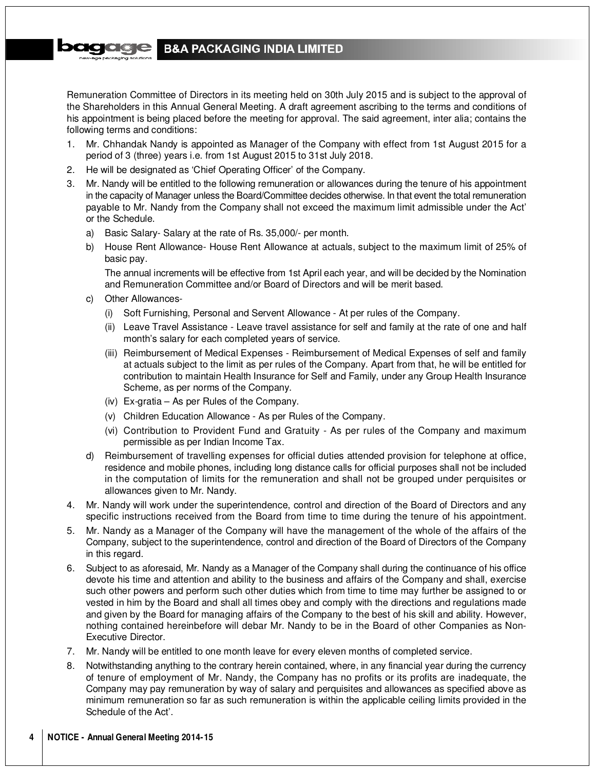Remuneration Committee of Directors in its meeting held on 30th July 2015 and is subject to the approval of the Shareholders in this Annual General Meeting. A draft agreement ascribing to the terms and conditions of his appointment is being placed before the meeting for approval. The said agreement, inter alia; contains the following terms and conditions:

1. Mr. Chhandak Nandy is appointed as Manager of the Company with effect from 1st August 2015 for a period of 3 (three) years i.e. from 1st August 2015 to 31st July 2018.
2. He will be designated as 'Chief Operating Officer' of the Company.
3. Mr. Nandy will be entitled to the following remuneration or allowances during the tenure of his appointment in the capacity of Manager unless the Board/Committee decides otherwise. In that event the total remuneration payable to Mr. Nandy from the Company shall not exceed the maximum limit admissible under the Act' or the Schedule.
   a) Basic Salary- Salary at the rate of Rs. 35,000/- per month.
   b) House Rent Allowance- House Rent Allowance at actuals, subject to the maximum limit of 25% of basic pay.

      The annual increments will be effective from 1st April each year, and will be decided by the Nomination and Remuneration Committee and/or Board of Directors and will be merit based.
   c) Other Allowances-
      (i) Soft Furnishing, Personal and Servent Allowance - At per rules of the Company.
      (ii) Leave Travel Assistance - Leave travel assistance for self and family at the rate of one and half month's salary for each completed years of service.
      (iii) Reimbursement of Medical Expenses - Reimbursement of Medical Expenses of self and family at actuals subject to the limit as per rules of the Company. Apart from that, he will be entitled for contribution to maintain Health Insurance for Self and Family, under any Group Health Insurance Scheme, as per norms of the Company.
      (iv) Ex-gratia – As per Rules of the Company.
      (v) Children Education Allowance - As per Rules of the Company.
      (vi) Contribution to Provident Fund and Gratuity - As per rules of the Company and maximum permissible as per Indian Income Tax.
   d) Reimbursement of travelling expenses for official duties attended provision for telephone at office, residence and mobile phones, including long distance calls for official purposes shall not be included in the computation of limits for the remuneration and shall not be grouped under perquisites or allowances given to Mr. Nandy.
4. Mr. Nandy will work under the superintendence, control and direction of the Board of Directors and any specific instructions received from the Board from time to time during the tenure of his appointment.
5. Mr. Nandy as a Manager of the Company will have the management of the whole of the affairs of the Company, subject to the superintendence, control and direction of the Board of Directors of the Company in this regard.
6. Subject to as aforesaid, Mr. Nandy as a Manager of the Company shall during the continuance of his office devote his time and attention and ability to the business and affairs of the Company and shall, exercise such other powers and perform such other duties which from time to time may further be assigned to or vested in him by the Board and shall all times obey and comply with the directions and regulations made and given by the Board for managing affairs of the Company to the best of his skill and ability. However, nothing contained hereinbefore will debar Mr. Nandy to be in the Board of other Companies as Non-Executive Director.
7. Mr. Nandy will be entitled to one month leave for every eleven months of completed service.
8. Notwithstanding anything to the contrary herein contained, where, in any financial year during the currency of tenure of employment of Mr. Nandy, the Company has no profits or its profits are inadequate, the Company may pay remuneration by way of salary and perquisites and allowances as specified above as minimum remuneration so far as such remuneration is within the applicable ceiling limits provided in the Schedule of the Act'.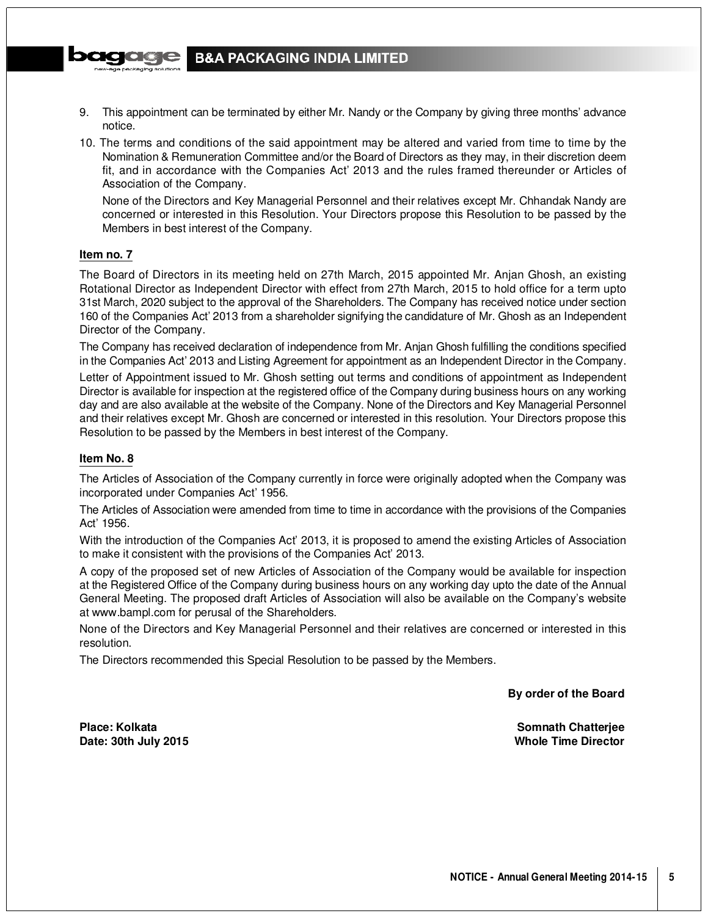9. This appointment can be terminated by either Mr. Nandy or the Company by giving three months' advance notice.
10. The terms and conditions of the said appointment may be altered and varied from time to time by the Nomination & Remuneration Committee and/or the Board of Directors as they may, in their discretion deem fit, and in accordance with the Companies Act' 2013 and the rules framed thereunder or Articles of Association of the Company.

    None of the Directors and Key Managerial Personnel and their relatives except Mr. Chhandak Nandy are concerned or interested in this Resolution. Your Directors propose this Resolution to be passed by the Members in best interest of the Company.

**Item no. 7**

The Board of Directors in its meeting held on 27th March, 2015 appointed Mr. Anjan Ghosh, an existing Rotational Director as Independent Director with effect from 27th March, 2015 to hold office for a term upto 31st March, 2020 subject to the approval of the Shareholders. The Company has received notice under section 160 of the Companies Act' 2013 from a shareholder signifying the candidature of Mr. Ghosh as an Independent Director of the Company.

The Company has received declaration of independence from Mr. Anjan Ghosh fulfilling the conditions specified in the Companies Act' 2013 and Listing Agreement for appointment as an Independent Director in the Company.

Letter of Appointment issued to Mr. Ghosh setting out terms and conditions of appointment as Independent Director is available for inspection at the registered office of the Company during business hours on any working day and are also available at the website of the Company. None of the Directors and Key Managerial Personnel and their relatives except Mr. Ghosh are concerned or interested in this resolution. Your Directors propose this Resolution to be passed by the Members in best interest of the Company.

**Item No. 8**

The Articles of Association of the Company currently in force were originally adopted when the Company was incorporated under Companies Act' 1956.

The Articles of Association were amended from time to time in accordance with the provisions of the Companies Act' 1956.

With the introduction of the Companies Act' 2013, it is proposed to amend the existing Articles of Association to make it consistent with the provisions of the Companies Act' 2013.

A copy of the proposed set of new Articles of Association of the Company would be available for inspection at the Registered Office of the Company during business hours on any working day upto the date of the Annual General Meeting. The proposed draft Articles of Association will also be available on the Company's website at www.bampl.com for perusal of the Shareholders.

None of the Directors and Key Managerial Personnel and their relatives are concerned or interested in this resolution.

The Directors recommended this Special Resolution to be passed by the Members.

**By order of the Board**

**Place: Kolkata**
**Date: 30th July 2015**

**Somnath Chatterjee**
**Whole Time Director**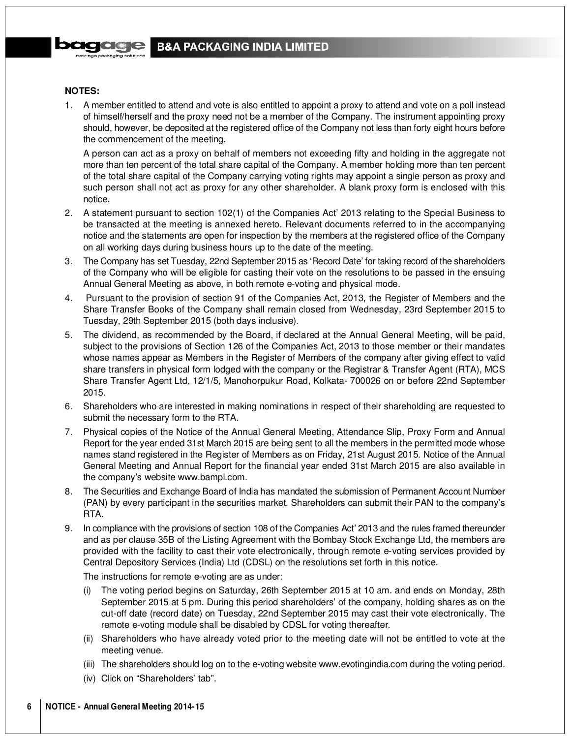**NOTES:**

1. A member entitled to attend and vote is also entitled to appoint a proxy to attend and vote on a poll instead of himself/herself and the proxy need not be a member of the Company. The instrument appointing proxy should, however, be deposited at the registered office of the Company not less than forty eight hours before the commencement of the meeting.

   A person can act as a proxy on behalf of members not exceeding fifty and holding in the aggregate not more than ten percent of the total share capital of the Company. A member holding more than ten percent of the total share capital of the Company carrying voting rights may appoint a single person as proxy and such person shall not act as proxy for any other shareholder. A blank proxy form is enclosed with this notice.

2. A statement pursuant to section 102(1) of the Companies Act' 2013 relating to the Special Business to be transacted at the meeting is annexed hereto. Relevant documents referred to in the accompanying notice and the statements are open for inspection by the members at the registered office of the Company on all working days during business hours up to the date of the meeting.

3. The Company has set Tuesday, 22nd September 2015 as 'Record Date' for taking record of the shareholders of the Company who will be eligible for casting their vote on the resolutions to be passed in the ensuing Annual General Meeting as above, in both remote e-voting and physical mode.

4. Pursuant to the provision of section 91 of the Companies Act, 2013, the Register of Members and the Share Transfer Books of the Company shall remain closed from Wednesday, 23rd September 2015 to Tuesday, 29th September 2015 (both days inclusive).

5. The dividend, as recommended by the Board, if declared at the Annual General Meeting, will be paid, subject to the provisions of Section 126 of the Companies Act, 2013 to those member or their mandates whose names appear as Members in the Register of Members of the company after giving effect to valid share transfers in physical form lodged with the company or the Registrar & Transfer Agent (RTA), MCS Share Transfer Agent Ltd, 12/1/5, Manohorpukur Road, Kolkata- 700026 on or before 22nd September 2015.

6. Shareholders who are interested in making nominations in respect of their shareholding are requested to submit the necessary form to the RTA.

7. Physical copies of the Notice of the Annual General Meeting, Attendance Slip, Proxy Form and Annual Report for the year ended 31st March 2015 are being sent to all the members in the permitted mode whose names stand registered in the Register of Members as on Friday, 21st August 2015. Notice of the Annual General Meeting and Annual Report for the financial year ended 31st March 2015 are also available in the company's website www.bampl.com.

8. The Securities and Exchange Board of India has mandated the submission of Permanent Account Number (PAN) by every participant in the securities market. Shareholders can submit their PAN to the company's RTA.

9. In compliance with the provisions of section 108 of the Companies Act' 2013 and the rules framed thereunder and as per clause 35B of the Listing Agreement with the Bombay Stock Exchange Ltd, the members are provided with the facility to cast their vote electronically, through remote e-voting services provided by Central Depository Services (India) Ltd (CDSL) on the resolutions set forth in this notice.

   The instructions for remote e-voting are as under:

   (i) The voting period begins on Saturday, 26th September 2015 at 10 am. and ends on Monday, 28th September 2015 at 5 pm. During this period shareholders' of the company, holding shares as on the cut-off date (record date) on Tuesday, 22nd September 2015 may cast their vote electronically. The remote e-voting module shall be disabled by CDSL for voting thereafter.

   (ii) Shareholders who have already voted prior to the meeting date will not be entitled to vote at the meeting venue.

   (iii) The shareholders should log on to the e-voting website www.evotingindia.com during the voting period.

   (iv) Click on "Shareholders' tab".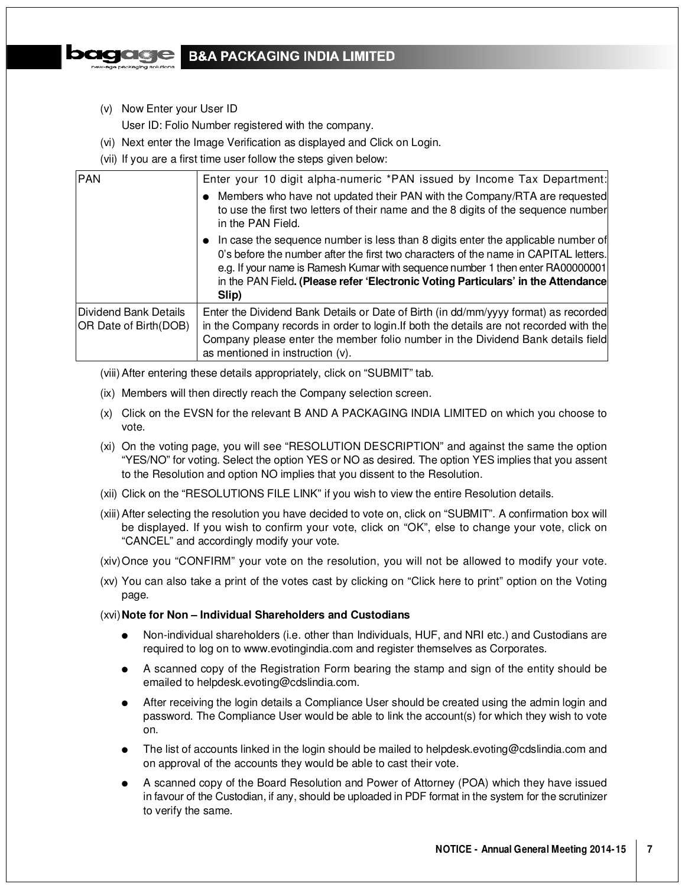(v) Now Enter your User ID
User ID: Folio Number registered with the company.

(vi) Next enter the Image Verification as displayed and Click on Login.

(vii) If you are a first time user follow the steps given below:

| PAN | Enter your 10 digit alpha-numeric *PAN issued by Income Tax Department:<br>● Members who have not updated their PAN with the Company/RTA are requested to use the first two letters of their name and the 8 digits of the sequence number in the PAN Field.<br>● In case the sequence number is less than 8 digits enter the applicable number of 0's before the number after the first two characters of the name in CAPITAL letters. e.g. If your name is Ramesh Kumar with sequence number 1 then enter RA00000001 in the PAN Field**. (Please refer 'Electronic Voting Particulars' in the Attendance Slip)** |
|---|---|
| Dividend Bank Details OR Date of Birth(DOB) | Enter the Dividend Bank Details or Date of Birth (in dd/mm/yyyy format) as recorded in the Company records in order to login.If both the details are not recorded with the Company please enter the member folio number in the Dividend Bank details field as mentioned in instruction (v). |

(viii) After entering these details appropriately, click on "SUBMIT" tab.

(ix) Members will then directly reach the Company selection screen.

(x) Click on the EVSN for the relevant B AND A PACKAGING INDIA LIMITED on which you choose to vote.

(xi) On the voting page, you will see "RESOLUTION DESCRIPTION" and against the same the option "YES/NO" for voting. Select the option YES or NO as desired. The option YES implies that you assent to the Resolution and option NO implies that you dissent to the Resolution.

(xii) Click on the "RESOLUTIONS FILE LINK" if you wish to view the entire Resolution details.

(xiii) After selecting the resolution you have decided to vote on, click on "SUBMIT". A confirmation box will be displayed. If you wish to confirm your vote, click on "OK", else to change your vote, click on "CANCEL" and accordingly modify your vote.

(xiv) Once you "CONFIRM" your vote on the resolution, you will not be allowed to modify your vote.

(xv) You can also take a print of the votes cast by clicking on "Click here to print" option on the Voting page.

(xvi) **Note for Non – Individual Shareholders and Custodians**

- Non-individual shareholders (i.e. other than Individuals, HUF, and NRI etc.) and Custodians are required to log on to www.evotingindia.com and register themselves as Corporates.
- A scanned copy of the Registration Form bearing the stamp and sign of the entity should be emailed to helpdesk.evoting@cdslindia.com.
- After receiving the login details a Compliance User should be created using the admin login and password. The Compliance User would be able to link the account(s) for which they wish to vote on.
- The list of accounts linked in the login should be mailed to helpdesk.evoting@cdslindia.com and on approval of the accounts they would be able to cast their vote.
- A scanned copy of the Board Resolution and Power of Attorney (POA) which they have issued in favour of the Custodian, if any, should be uploaded in PDF format in the system for the scrutinizer to verify the same.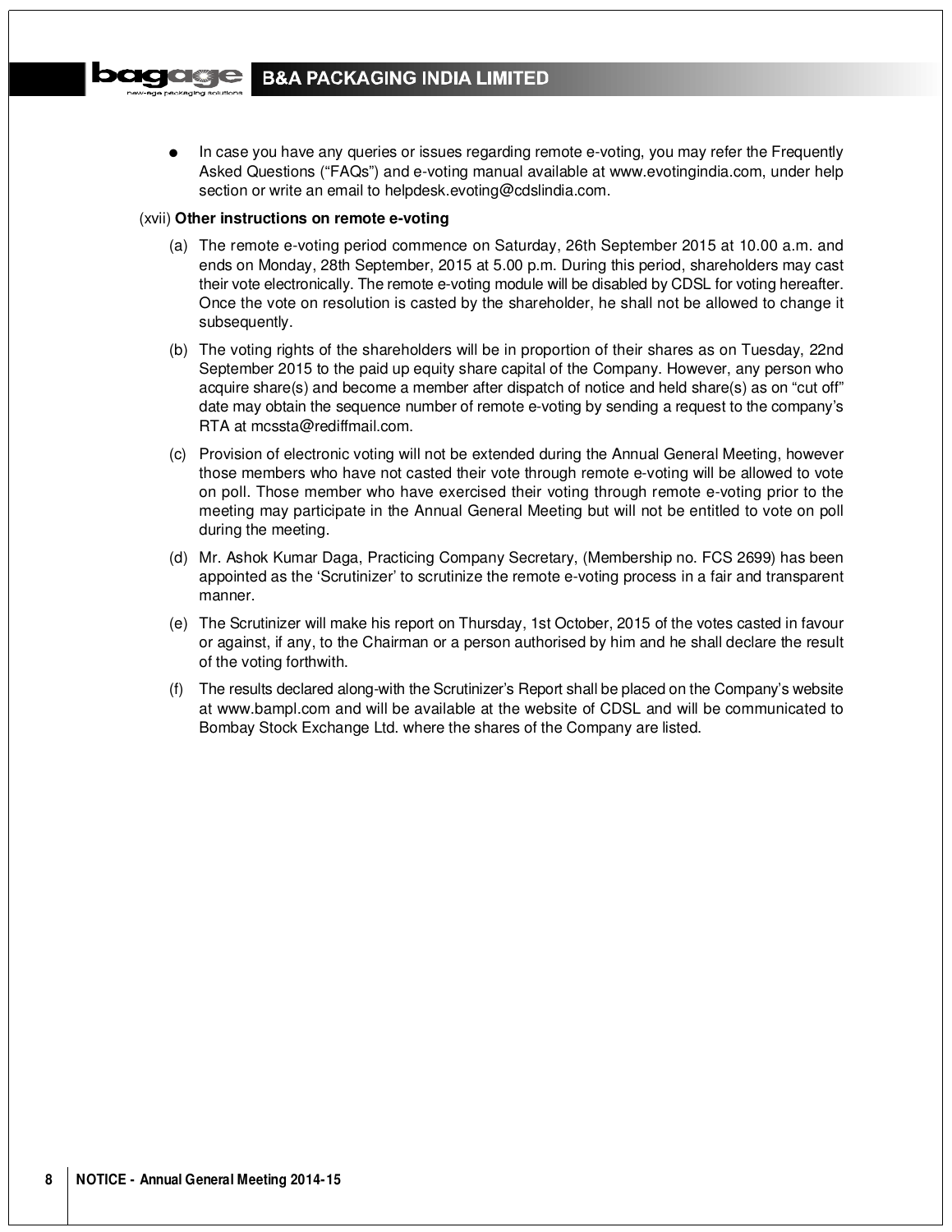- In case you have any queries or issues regarding remote e-voting, you may refer the Frequently Asked Questions ("FAQs") and e-voting manual available at www.evotingindia.com, under help section or write an email to helpdesk.evoting@cdslindia.com.

(xvii) **Other instructions on remote e-voting**

(a) The remote e-voting period commence on Saturday, 26th September 2015 at 10.00 a.m. and ends on Monday, 28th September, 2015 at 5.00 p.m. During this period, shareholders may cast their vote electronically. The remote e-voting module will be disabled by CDSL for voting hereafter. Once the vote on resolution is casted by the shareholder, he shall not be allowed to change it subsequently.

(b) The voting rights of the shareholders will be in proportion of their shares as on Tuesday, 22nd September 2015 to the paid up equity share capital of the Company. However, any person who acquire share(s) and become a member after dispatch of notice and held share(s) as on "cut off" date may obtain the sequence number of remote e-voting by sending a request to the company's RTA at mcssta@rediffmail.com.

(c) Provision of electronic voting will not be extended during the Annual General Meeting, however those members who have not casted their vote through remote e-voting will be allowed to vote on poll. Those member who have exercised their voting through remote e-voting prior to the meeting may participate in the Annual General Meeting but will not be entitled to vote on poll during the meeting.

(d) Mr. Ashok Kumar Daga, Practicing Company Secretary, (Membership no. FCS 2699) has been appointed as the 'Scrutinizer' to scrutinize the remote e-voting process in a fair and transparent manner.

(e) The Scrutinizer will make his report on Thursday, 1st October, 2015 of the votes casted in favour or against, if any, to the Chairman or a person authorised by him and he shall declare the result of the voting forthwith.

(f) The results declared along-with the Scrutinizer's Report shall be placed on the Company's website at www.bampl.com and will be available at the website of CDSL and will be communicated to Bombay Stock Exchange Ltd. where the shares of the Company are listed.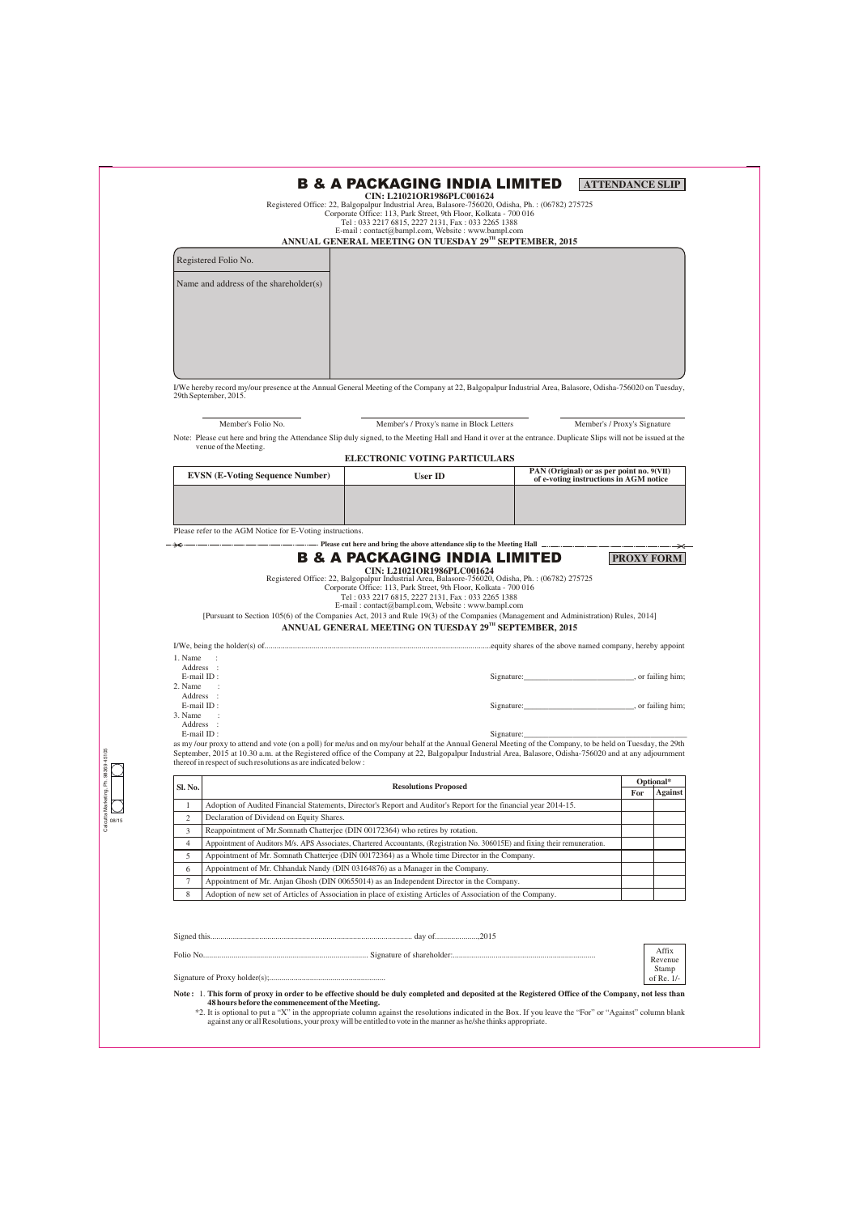# B & A PACKAGING INDIA LIMITED

**ATTENDANCE SLIP**

**CIN: L21021OR1986PLC001624**

Registered Office: 22, Balgopalpur Industrial Area, Balasore-756020, Odisha, Ph. : (06782) 275725
Corporate Office: 113, Park Street, 9th Floor, Kolkata - 700 016
Tel : 033 2217 6815, 2227 2131, Fax : 033 2265 1388
E-mail : contact@bampl.com, Website : www.bampl.com

**ANNUAL GENERAL MEETING ON TUESDAY 29TH SEPTEMBER, 2015**

| | |
|---|---|
| Registered Folio No. | |
| Name and address of the shareholder(s) | |

I/We hereby record my/our presence at the Annual General Meeting of the Company at 22, Balgopalpur Industrial Area, Balasore, Odisha-756020 on Tuesday, 29th September, 2015.

Member's Folio No. &nbsp;&nbsp;&nbsp;&nbsp; Member's / Proxy's name in Block Letters &nbsp;&nbsp;&nbsp;&nbsp; Member's / Proxy's Signature

Note: Please cut here and bring the Attendance Slip duly signed, to the Meeting Hall and Hand it over at the entrance. Duplicate Slips will not be issued at the venue of the Meeting.

**ELECTRONIC VOTING PARTICULARS**

| EVSN (E-Voting Sequence Number) | User ID | PAN (Original) or as per point no. 9(VII) of e-voting instructions in AGM notice |
|---|---|---|
| | | |

Please refer to the AGM Notice for E-Voting instructions.

**Please cut here and bring the above attendance slip to the Meeting Hall**

# B & A PACKAGING INDIA LIMITED

**PROXY FORM**

**CIN: L21021OR1986PLC001624**

Registered Office: 22, Balgopalpur Industrial Area, Balasore-756020, Odisha, Ph. : (06782) 275725
Corporate Office: 113, Park Street, 9th Floor, Kolkata - 700 016
Tel : 033 2217 6815, 2227 2131, Fax : 033 2265 1388
E-mail : contact@bampl.com, Website : www.bampl.com

[Pursuant to Section 105(6) of the Companies Act, 2013 and Rule 19(3) of the Companies (Management and Administration) Rules, 2014]

**ANNUAL GENERAL MEETING ON TUESDAY 29TH SEPTEMBER, 2015**

I/We, being the holder(s) of.................................................................................................................equity shares of the above named company, hereby appoint

1. Name :
   Address :
   E-mail ID : &nbsp;&nbsp;&nbsp;&nbsp; Signature:\_\_\_\_\_\_\_\_\_\_\_\_\_\_\_\_\_\_\_\_\_\_\_\_\_\_, or failing him;
2. Name :
   Address :
   E-mail ID : &nbsp;&nbsp;&nbsp;&nbsp; Signature:\_\_\_\_\_\_\_\_\_\_\_\_\_\_\_\_\_\_\_\_\_\_\_\_\_\_, or failing him;
3. Name :
   Address :
   E-mail ID : &nbsp;&nbsp;&nbsp;&nbsp; Signature:\_\_\_\_\_\_\_\_\_\_\_\_\_\_\_\_\_\_\_\_\_\_\_\_\_\_

as my /our proxy to attend and vote (on a poll) for me/us and on my/our behalf at the Annual General Meeting of the Company, to be held on Tuesday, the 29th September, 2015 at 10.30 a.m. at the Registered office of the Company at 22, Balgopalpur Industrial Area, Balasore, Odisha-756020 and at any adjournment thereof in respect of such resolutions as are indicated below :

| Sl. No. | Resolutions Proposed | Optional* | |
|---|---|---|---|
| | | For | Against |
| 1 | Adoption of Audited Financial Statements, Director's Report and Auditor's Report for the financial year 2014-15. | | |
| 2 | Declaration of Dividend on Equity Shares. | | |
| 3 | Reappointment of Mr.Somnath Chatterjee (DIN 00172364) who retires by rotation. | | |
| 4 | Appointment of Auditors M/s. APS Associates, Chartered Accountants, (Registration No. 306015E) and fixing their remuneration. | | |
| 5 | Appointment of Mr. Somnath Chatterjee (DIN 00172364) as a Whole time Director in the Company. | | |
| 6 | Appointment of Mr. Chhandak Nandy (DIN 03164876) as a Manager in the Company. | | |
| 7 | Appointment of Mr. Anjan Ghosh (DIN 00655014) as an Independent Director in the Company. | | |
| 8 | Adoption of new set of Articles of Association in place of existing Articles of Association of the Company. | | |

Signed this.................................................................................................... day of......................,2015

Folio No.......................................................................... Signature of shareholder:.........................................................................

Signature of Proxy holder(s);.........................................................

Affix Revenue Stamp of Re. 1/-

**Note :** 1. **This form of proxy in order to be effective should be duly completed and deposited at the Registered Office of the Company, not less than 48 hours before the commencement of the Meeting.**

*2. It is optional to put a "X" in the appropriate column against the resolutions indicated in the Box. If you leave the "For" or "Against" column blank against any or all Resolutions, your proxy will be entitled to vote in the manner as he/she thinks appropriate.